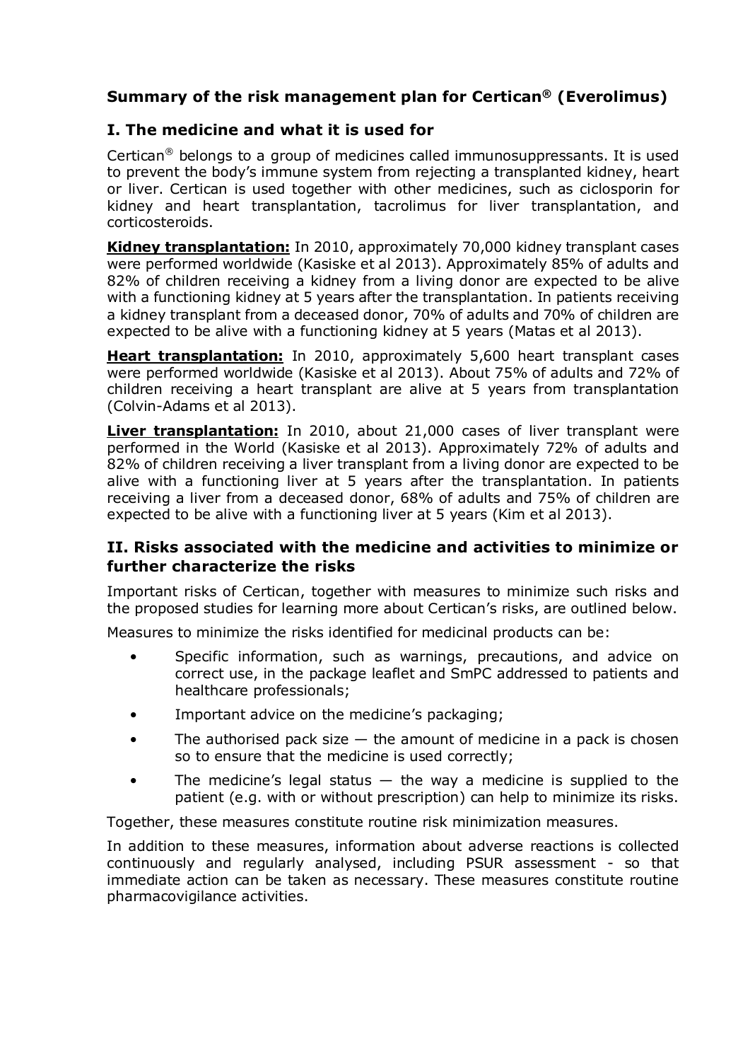# Summary of the risk management plan for Certican® (Everolimus)

## I. The medicine and what it is used for

Certican® belongs to a group of medicines called immunosuppressants. It is used to prevent the body's immune system from rejecting a transplanted kidney, heart or liver. Certican is used together with other medicines, such as ciclosporin for kidney and heart transplantation, tacrolimus for liver transplantation, and corticosteroids.

**Kidney transplantation:** In 2010, approximately 70,000 kidney transplant cases were performed worldwide (Kasiske et al 2013). Approximately 85% of adults and 82% of children receiving a kidney from a living donor are expected to be alive with a functioning kidney at 5 years after the transplantation. In patients receiving a kidney transplant from a deceased donor, 70% of adults and 70% of children are expected to be alive with a functioning kidney at 5 years (Matas et al 2013).

**Heart transplantation:** In 2010, approximately 5,600 heart transplant cases were performed worldwide (Kasiske et al 2013). About 75% of adults and 72% of children receiving a heart transplant are alive at 5 years from transplantation (Colvin-Adams et al 2013).

**Liver transplantation:** In 2010, about 21,000 cases of liver transplant were performed in the World (Kasiske et al 2013). Approximately 72% of adults and 82% of children receiving a liver transplant from a living donor are expected to be alive with a functioning liver at 5 years after the transplantation. In patients receiving a liver from a deceased donor, 68% of adults and 75% of children are expected to be alive with a functioning liver at 5 years (Kim et al 2013).

## II. Risks associated with the medicine and activities to minimize or further characterize the risks

Important risks of Certican, together with measures to minimize such risks and the proposed studies for learning more about Certican's risks, are outlined below.

Measures to minimize the risks identified for medicinal products can be:

- Specific information, such as warnings, precautions, and advice on correct use, in the package leaflet and SmPC addressed to patients and healthcare professionals;
- Important advice on the medicine's packaging;
- The authorised pack size — the amount of medicine in a pack is chosen so to ensure that the medicine is used correctly;
- The medicine's legal status — the way a medicine is supplied to the patient (e.g. with or without prescription) can help to minimize its risks.

Together, these measures constitute routine risk minimization measures.

In addition to these measures, information about adverse reactions is collected continuously and regularly analysed, including PSUR assessment - so that immediate action can be taken as necessary. These measures constitute routine pharmacovigilance activities.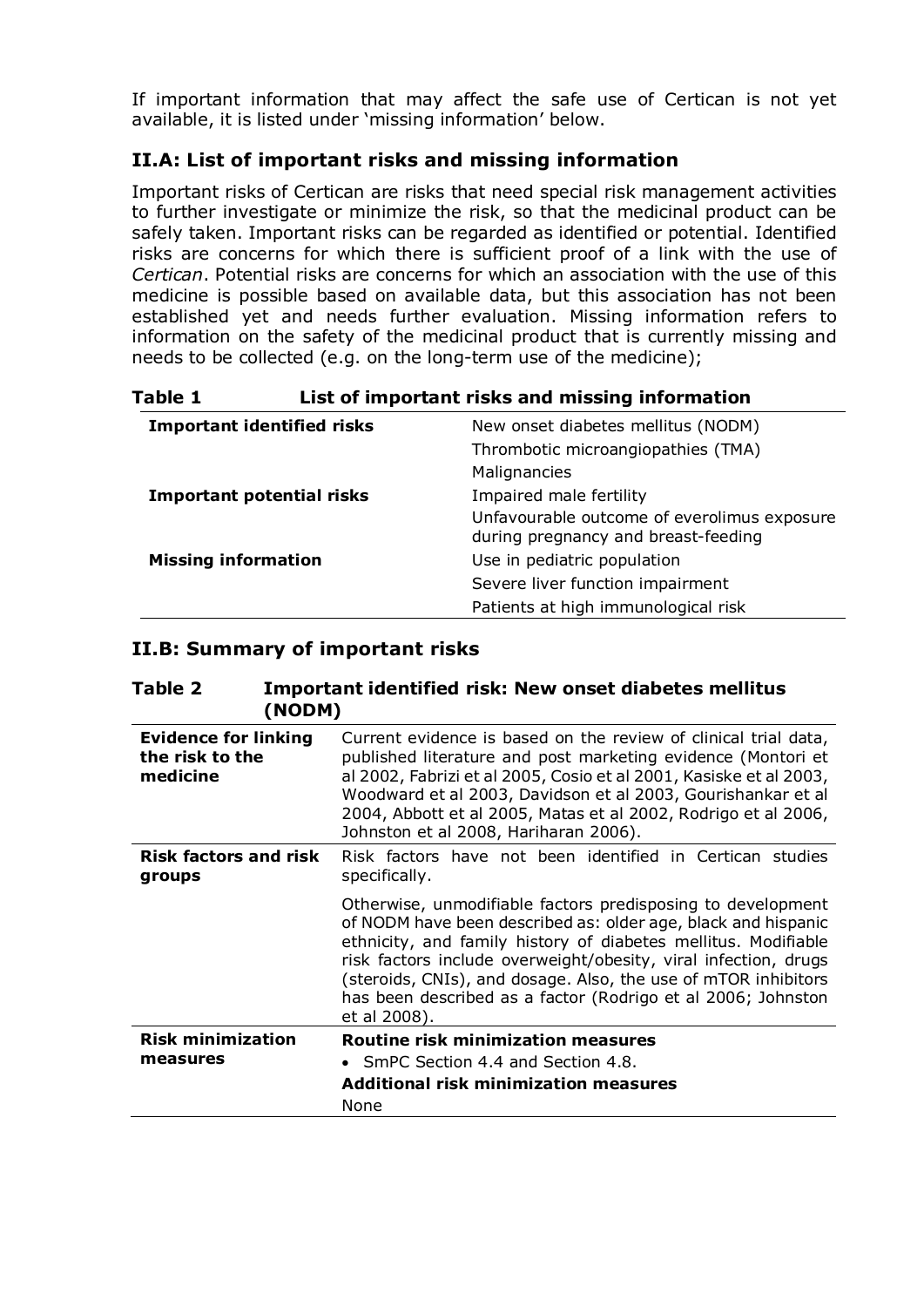If important information that may affect the safe use of Certican is not yet available, it is listed under 'missing information' below.

## II.A: List of important risks and missing information

Important risks of Certican are risks that need special risk management activities to further investigate or minimize the risk, so that the medicinal product can be safely taken. Important risks can be regarded as identified or potential. Identified risks are concerns for which there is sufficient proof of a link with the use of *Certican*. Potential risks are concerns for which an association with the use of this medicine is possible based on available data, but this association has not been established yet and needs further evaluation. Missing information refers to information on the safety of the medicinal product that is currently missing and needs to be collected (e.g. on the long-term use of the medicine);

**Table 1 List of important risks and missing information**

| | |
|---|---|
| **Important identified risks** | New onset diabetes mellitus (NODM) |
| | Thrombotic microangiopathies (TMA) |
| | Malignancies |
| **Important potential risks** | Impaired male fertility |
| | Unfavourable outcome of everolimus exposure during pregnancy and breast-feeding |
| **Missing information** | Use in pediatric population |
| | Severe liver function impairment |
| | Patients at high immunological risk |

## II.B: Summary of important risks

**Table 2 Important identified risk: New onset diabetes mellitus (NODM)**

| | |
|---|---|
| **Evidence for linking the risk to the medicine** | Current evidence is based on the review of clinical trial data, published literature and post marketing evidence (Montori et al 2002, Fabrizi et al 2005, Cosio et al 2001, Kasiske et al 2003, Woodward et al 2003, Davidson et al 2003, Gourishankar et al 2004, Abbott et al 2005, Matas et al 2002, Rodrigo et al 2006, Johnston et al 2008, Hariharan 2006). |
| **Risk factors and risk groups** | Risk factors have not been identified in Certican studies specifically.<br><br>Otherwise, unmodifiable factors predisposing to development of NODM have been described as: older age, black and hispanic ethnicity, and family history of diabetes mellitus. Modifiable risk factors include overweight/obesity, viral infection, drugs (steroids, CNIs), and dosage. Also, the use of mTOR inhibitors has been described as a factor (Rodrigo et al 2006; Johnston et al 2008). |
| **Risk minimization measures** | **Routine risk minimization measures**<br>• SmPC Section 4.4 and Section 4.8.<br>**Additional risk minimization measures**<br>None |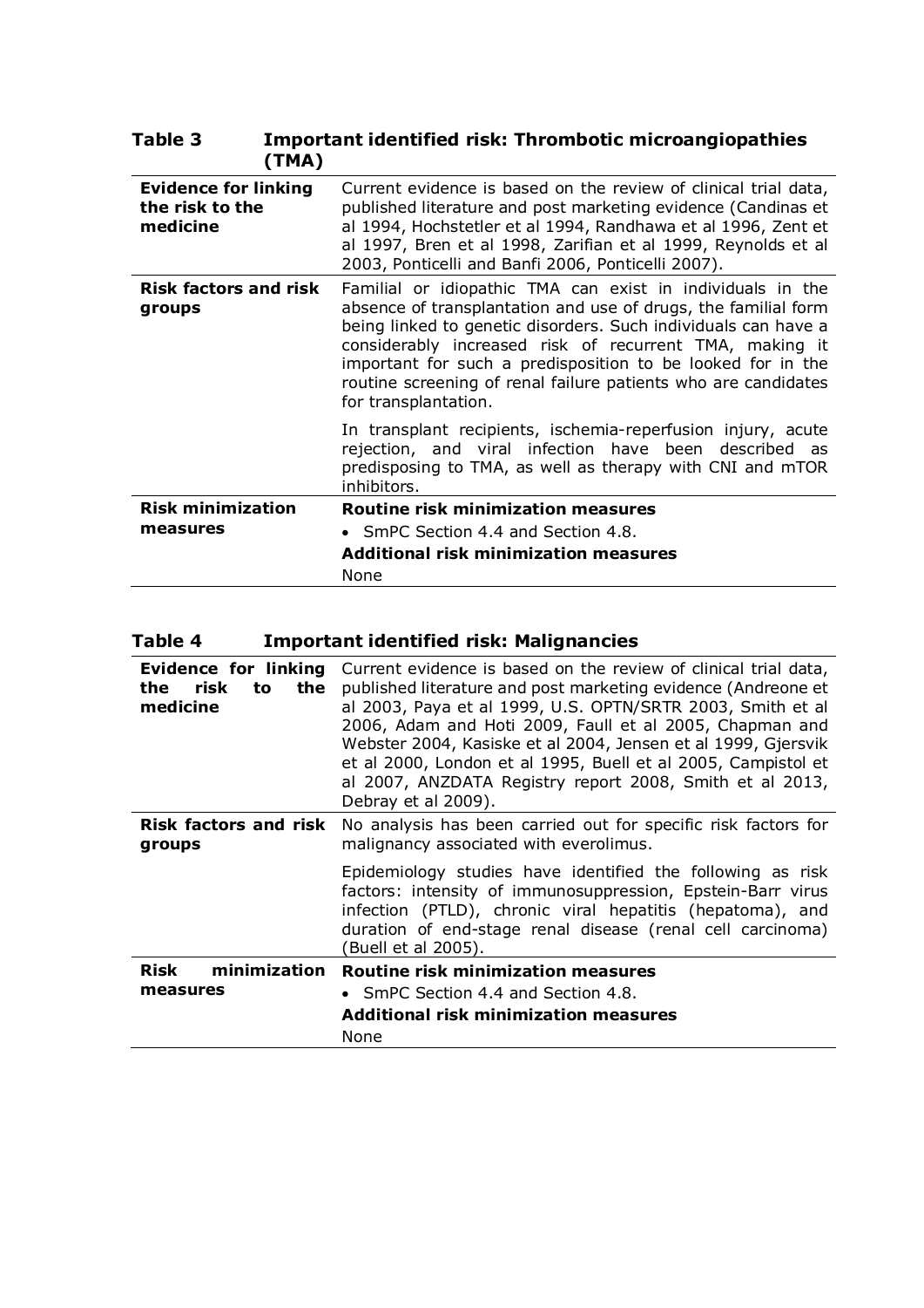**Table 3 Important identified risk: Thrombotic microangiopathies (TMA)**

| | |
|---|---|
| **Evidence for linking the risk to the medicine** | Current evidence is based on the review of clinical trial data, published literature and post marketing evidence (Candinas et al 1994, Hochstetler et al 1994, Randhawa et al 1996, Zent et al 1997, Bren et al 1998, Zarifian et al 1999, Reynolds et al 2003, Ponticelli and Banfi 2006, Ponticelli 2007). |
| **Risk factors and risk groups** | Familial or idiopathic TMA can exist in individuals in the absence of transplantation and use of drugs, the familial form being linked to genetic disorders. Such individuals can have a considerably increased risk of recurrent TMA, making it important for such a predisposition to be looked for in the routine screening of renal failure patients who are candidates for transplantation.<br><br>In transplant recipients, ischemia-reperfusion injury, acute rejection, and viral infection have been described as predisposing to TMA, as well as therapy with CNI and mTOR inhibitors. |
| **Risk minimization measures** | **Routine risk minimization measures**<br>• SmPC Section 4.4 and Section 4.8.<br>**Additional risk minimization measures**<br>None |

**Table 4 Important identified risk: Malignancies**

| | |
|---|---|
| **Evidence for linking the risk to the medicine** | Current evidence is based on the review of clinical trial data, published literature and post marketing evidence (Andreone et al 2003, Paya et al 1999, U.S. OPTN/SRTR 2003, Smith et al 2006, Adam and Hoti 2009, Faull et al 2005, Chapman and Webster 2004, Kasiske et al 2004, Jensen et al 1999, Gjersvik et al 2000, London et al 1995, Buell et al 2005, Campistol et al 2007, ANZDATA Registry report 2008, Smith et al 2013, Debray et al 2009). |
| **Risk factors and risk groups** | No analysis has been carried out for specific risk factors for malignancy associated with everolimus.<br><br>Epidemiology studies have identified the following as risk factors: intensity of immunosuppression, Epstein-Barr virus infection (PTLD), chronic viral hepatitis (hepatoma), and duration of end-stage renal disease (renal cell carcinoma) (Buell et al 2005). |
| **Risk minimization measures** | **Routine risk minimization measures**<br>• SmPC Section 4.4 and Section 4.8.<br>**Additional risk minimization measures**<br>None |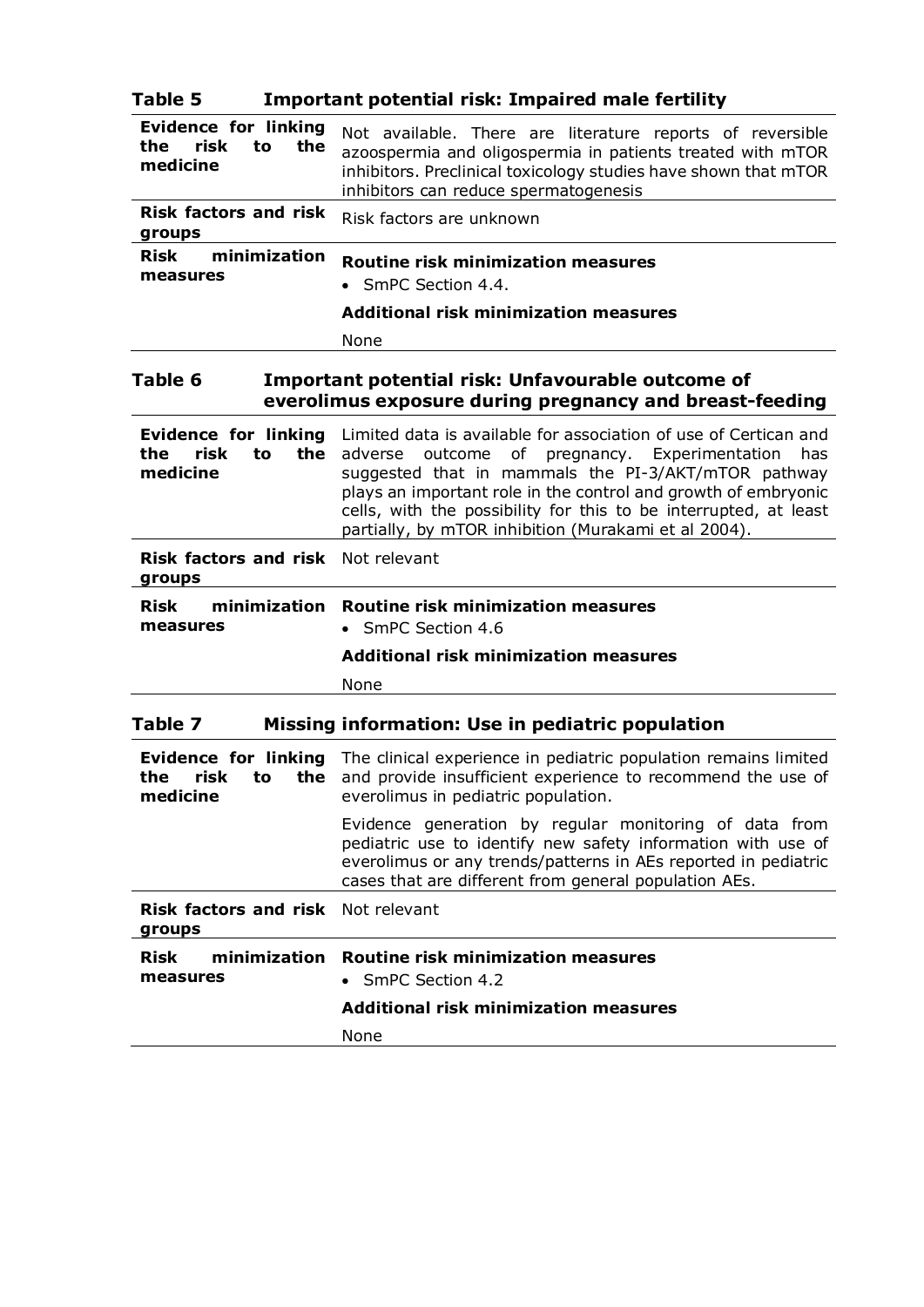**Table 5 Important potential risk: Impaired male fertility**

| | |
|---|---|
| **Evidence for linking the risk to the medicine** | Not available. There are literature reports of reversible azoospermia and oligospermia in patients treated with mTOR inhibitors. Preclinical toxicology studies have shown that mTOR inhibitors can reduce spermatogenesis |
| **Risk factors and risk groups** | Risk factors are unknown |
| **Risk minimization measures** | **Routine risk minimization measures**<br>• SmPC Section 4.4.<br>**Additional risk minimization measures**<br>None |

**Table 6 Important potential risk: Unfavourable outcome of everolimus exposure during pregnancy and breast-feeding**

| | |
|---|---|
| **Evidence for linking the risk to the medicine** | Limited data is available for association of use of Certican and adverse outcome of pregnancy. Experimentation has suggested that in mammals the PI-3/AKT/mTOR pathway plays an important role in the control and growth of embryonic cells, with the possibility for this to be interrupted, at least partially, by mTOR inhibition (Murakami et al 2004). |
| **Risk factors and risk groups** | Not relevant |
| **Risk minimization measures** | **Routine risk minimization measures**<br>• SmPC Section 4.6<br>**Additional risk minimization measures**<br>None |

**Table 7 Missing information: Use in pediatric population**

| | |
|---|---|
| **Evidence for linking the risk to the medicine** | The clinical experience in pediatric population remains limited and provide insufficient experience to recommend the use of everolimus in pediatric population.<br>Evidence generation by regular monitoring of data from pediatric use to identify new safety information with use of everolimus or any trends/patterns in AEs reported in pediatric cases that are different from general population AEs. |
| **Risk factors and risk groups** | Not relevant |
| **Risk minimization measures** | **Routine risk minimization measures**<br>• SmPC Section 4.2<br>**Additional risk minimization measures**<br>None |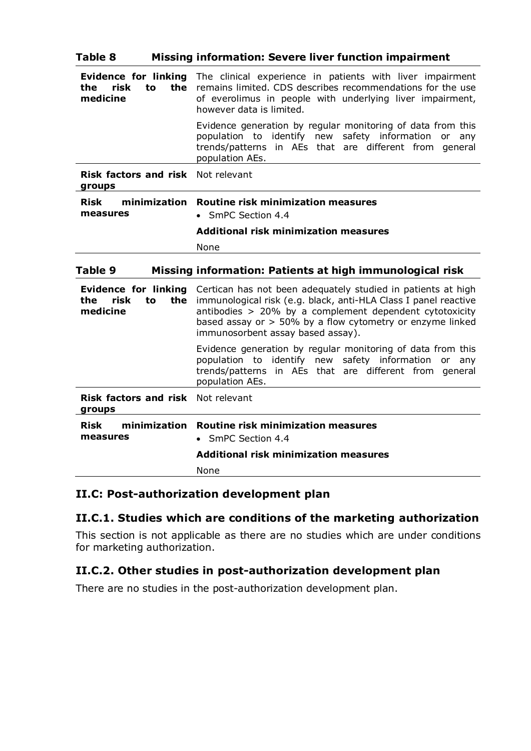**Table 8 Missing information: Severe liver function impairment**

| | |
|---|---|
| **Evidence for linking the risk to the medicine** | The clinical experience in patients with liver impairment remains limited. CDS describes recommendations for the use of everolimus in people with underlying liver impairment, however data is limited.<br><br>Evidence generation by regular monitoring of data from this population to identify new safety information or any trends/patterns in AEs that are different from general population AEs. |
| **Risk factors and risk groups** | Not relevant |
| **Risk minimization measures** | **Routine risk minimization measures**<br>• SmPC Section 4.4<br>**Additional risk minimization measures**<br>None |

**Table 9 Missing information: Patients at high immunological risk**

| | |
|---|---|
| **Evidence for linking the risk to the medicine** | Certican has not been adequately studied in patients at high immunological risk (e.g. black, anti-HLA Class I panel reactive antibodies > 20% by a complement dependent cytotoxicity based assay or > 50% by a flow cytometry or enzyme linked immunosorbent assay based assay).<br><br>Evidence generation by regular monitoring of data from this population to identify new safety information or any trends/patterns in AEs that are different from general population AEs. |
| **Risk factors and risk groups** | Not relevant |
| **Risk minimization measures** | **Routine risk minimization measures**<br>• SmPC Section 4.4<br>**Additional risk minimization measures**<br>None |

## II.C: Post-authorization development plan

### II.C.1. Studies which are conditions of the marketing authorization

This section is not applicable as there are no studies which are under conditions for marketing authorization.

### II.C.2. Other studies in post-authorization development plan

There are no studies in the post-authorization development plan.